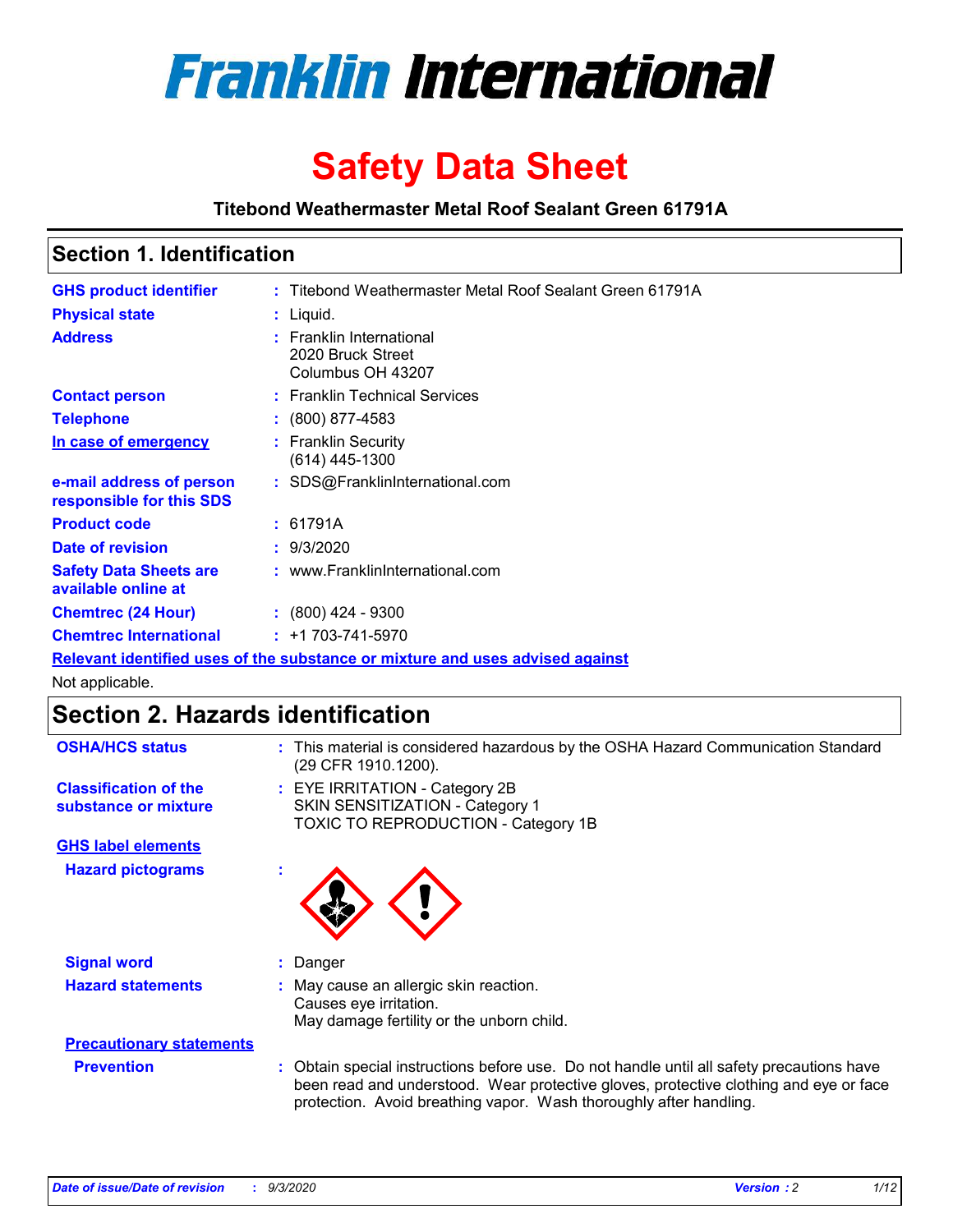# Franklin International

# Safety Data Sheet

**Titebond Weathermaster Metal Roof Sealant Green 61791A**

## Section 1. Identification

| | |
|---|---|
| **GHS product identifier** | : Titebond Weathermaster Metal Roof Sealant Green 61791A |
| **Physical state** | : Liquid. |
| **Address** | : Franklin International<br>2020 Bruck Street<br>Columbus OH 43207 |
| **Contact person** | : Franklin Technical Services |
| **Telephone** | : (800) 877-4583 |
| **In case of emergency** | : Franklin Security<br>(614) 445-1300 |
| **e-mail address of person responsible for this SDS** | : SDS@FranklinInternational.com |
| **Product code** | : 61791A |
| **Date of revision** | : 9/3/2020 |
| **Safety Data Sheets are available online at** | : www.FranklinInternational.com |
| **Chemtrec (24 Hour)** | : (800) 424 - 9300 |
| **Chemtrec International** | : +1 703-741-5970 |

**Relevant identified uses of the substance or mixture and uses advised against**

Not applicable.

## Section 2. Hazards identification

**OSHA/HCS status** : This material is considered hazardous by the OSHA Hazard Communication Standard (29 CFR 1910.1200).

**Classification of the substance or mixture** : EYE IRRITATION - Category 2B
SKIN SENSITIZATION - Category 1
TOXIC TO REPRODUCTION - Category 1B

**GHS label elements**

**Hazard pictograms** :

**Signal word** : Danger

**Hazard statements** : May cause an allergic skin reaction.
Causes eye irritation.
May damage fertility or the unborn child.

**Precautionary statements**

**Prevention** : Obtain special instructions before use. Do not handle until all safety precautions have been read and understood. Wear protective gloves, protective clothing and eye or face protection. Avoid breathing vapor. Wash thoroughly after handling.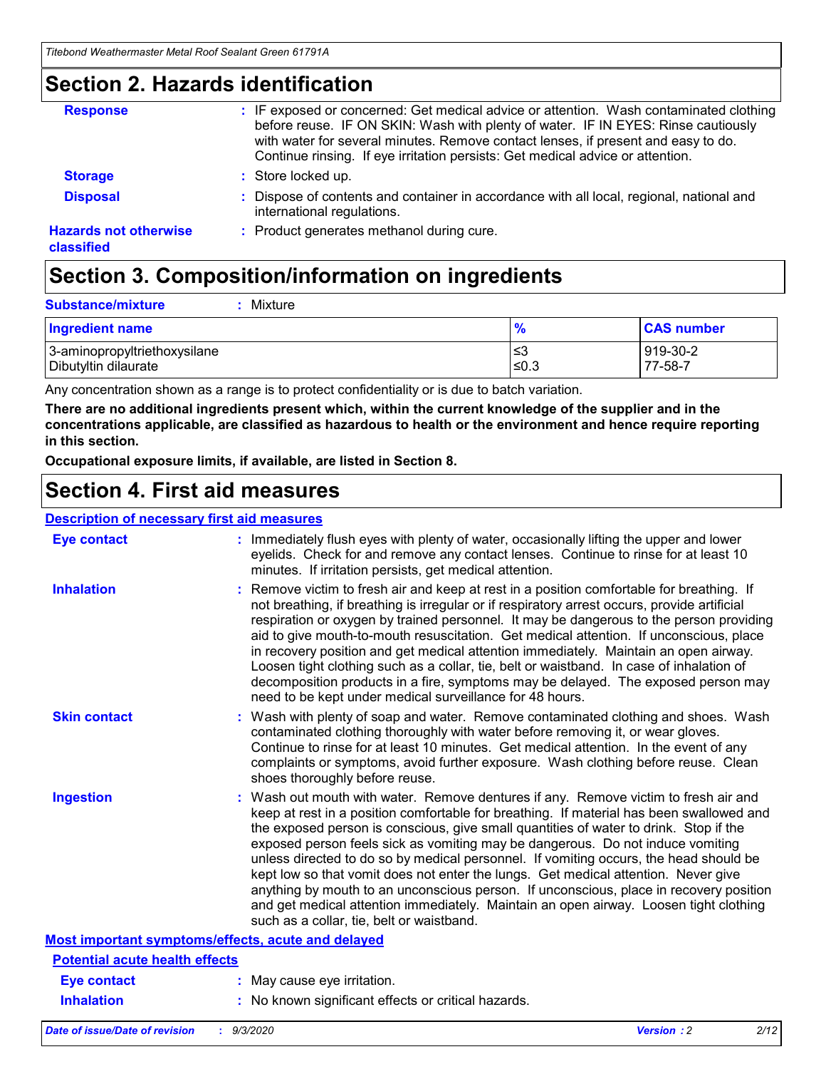## Section 2. Hazards identification

| | |
|---|---|
| **Response** | : IF exposed or concerned: Get medical advice or attention. Wash contaminated clothing before reuse. IF ON SKIN: Wash with plenty of water. IF IN EYES: Rinse cautiously with water for several minutes. Remove contact lenses, if present and easy to do. Continue rinsing. If eye irritation persists: Get medical advice or attention. |
| **Storage** | : Store locked up. |
| **Disposal** | : Dispose of contents and container in accordance with all local, regional, national and international regulations. |
| **Hazards not otherwise classified** | : Product generates methanol during cure. |

## Section 3. Composition/information on ingredients

**Substance/mixture** : Mixture

| Ingredient name | % | CAS number |
|---|---|---|
| 3-aminopropyltriethoxysilane | ≤3 | 919-30-2 |
| Dibutyltin dilaurate | ≤0.3 | 77-58-7 |

Any concentration shown as a range is to protect confidentiality or is due to batch variation.

**There are no additional ingredients present which, within the current knowledge of the supplier and in the concentrations applicable, are classified as hazardous to health or the environment and hence require reporting in this section.**

**Occupational exposure limits, if available, are listed in Section 8.**

## Section 4. First aid measures

**Description of necessary first aid measures**

| | |
|---|---|
| **Eye contact** | : Immediately flush eyes with plenty of water, occasionally lifting the upper and lower eyelids. Check for and remove any contact lenses. Continue to rinse for at least 10 minutes. If irritation persists, get medical attention. |
| **Inhalation** | : Remove victim to fresh air and keep at rest in a position comfortable for breathing. If not breathing, if breathing is irregular or if respiratory arrest occurs, provide artificial respiration or oxygen by trained personnel. It may be dangerous to the person providing aid to give mouth-to-mouth resuscitation. Get medical attention. If unconscious, place in recovery position and get medical attention immediately. Maintain an open airway. Loosen tight clothing such as a collar, tie, belt or waistband. In case of inhalation of decomposition products in a fire, symptoms may be delayed. The exposed person may need to be kept under medical surveillance for 48 hours. |
| **Skin contact** | : Wash with plenty of soap and water. Remove contaminated clothing and shoes. Wash contaminated clothing thoroughly with water before removing it, or wear gloves. Continue to rinse for at least 10 minutes. Get medical attention. In the event of any complaints or symptoms, avoid further exposure. Wash clothing before reuse. Clean shoes thoroughly before reuse. |
| **Ingestion** | : Wash out mouth with water. Remove dentures if any. Remove victim to fresh air and keep at rest in a position comfortable for breathing. If material has been swallowed and the exposed person is conscious, give small quantities of water to drink. Stop if the exposed person feels sick as vomiting may be dangerous. Do not induce vomiting unless directed to do so by medical personnel. If vomiting occurs, the head should be kept low so that vomit does not enter the lungs. Get medical attention. Never give anything by mouth to an unconscious person. If unconscious, place in recovery position and get medical attention immediately. Maintain an open airway. Loosen tight clothing such as a collar, tie, belt or waistband. |

**Most important symptoms/effects, acute and delayed**

**Potential acute health effects**

| | |
|---|---|
| **Eye contact** | : May cause eye irritation. |
| **Inhalation** | : No known significant effects or critical hazards. |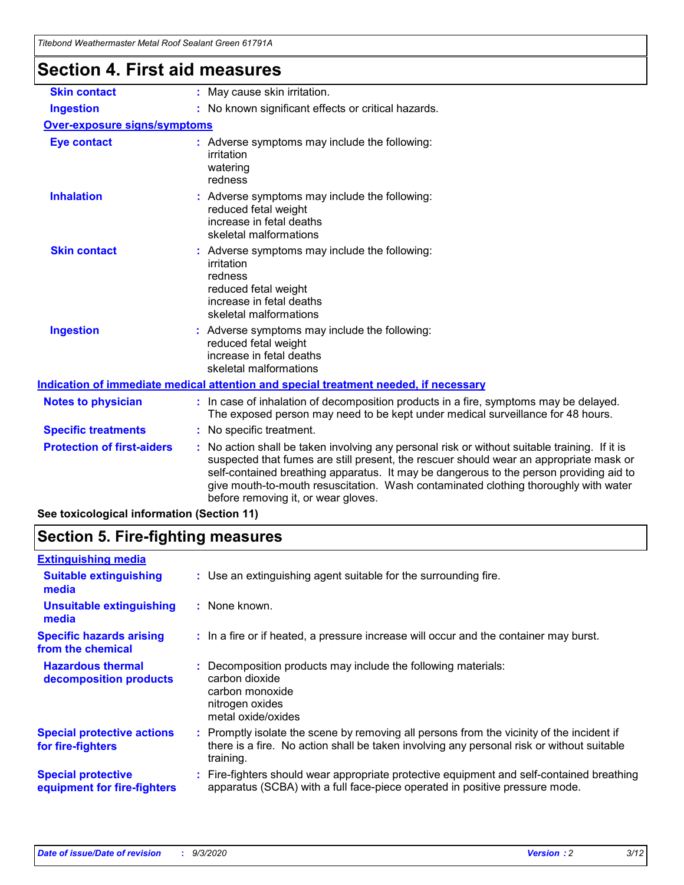## Section 4. First aid measures

| | |
|---|---|
| **Skin contact** | : May cause skin irritation. |
| **Ingestion** | : No known significant effects or critical hazards. |

**Over-exposure signs/symptoms**

| | |
|---|---|
| **Eye contact** | : Adverse symptoms may include the following:<br>irritation<br>watering<br>redness |
| **Inhalation** | : Adverse symptoms may include the following:<br>reduced fetal weight<br>increase in fetal deaths<br>skeletal malformations |
| **Skin contact** | : Adverse symptoms may include the following:<br>irritation<br>redness<br>reduced fetal weight<br>increase in fetal deaths<br>skeletal malformations |
| **Ingestion** | : Adverse symptoms may include the following:<br>reduced fetal weight<br>increase in fetal deaths<br>skeletal malformations |

**Indication of immediate medical attention and special treatment needed, if necessary**

| | |
|---|---|
| **Notes to physician** | : In case of inhalation of decomposition products in a fire, symptoms may be delayed. The exposed person may need to be kept under medical surveillance for 48 hours. |
| **Specific treatments** | : No specific treatment. |
| **Protection of first-aiders** | : No action shall be taken involving any personal risk or without suitable training. If it is suspected that fumes are still present, the rescuer should wear an appropriate mask or self-contained breathing apparatus. It may be dangerous to the person providing aid to give mouth-to-mouth resuscitation. Wash contaminated clothing thoroughly with water before removing it, or wear gloves. |

**See toxicological information (Section 11)**

## Section 5. Fire-fighting measures

**Extinguishing media**

| | |
|---|---|
| **Suitable extinguishing media** | : Use an extinguishing agent suitable for the surrounding fire. |
| **Unsuitable extinguishing media** | : None known. |
| **Specific hazards arising from the chemical** | : In a fire or if heated, a pressure increase will occur and the container may burst. |
| **Hazardous thermal decomposition products** | : Decomposition products may include the following materials:<br>carbon dioxide<br>carbon monoxide<br>nitrogen oxides<br>metal oxide/oxides |
| **Special protective actions for fire-fighters** | : Promptly isolate the scene by removing all persons from the vicinity of the incident if there is a fire. No action shall be taken involving any personal risk or without suitable training. |
| **Special protective equipment for fire-fighters** | : Fire-fighters should wear appropriate protective equipment and self-contained breathing apparatus (SCBA) with a full face-piece operated in positive pressure mode. |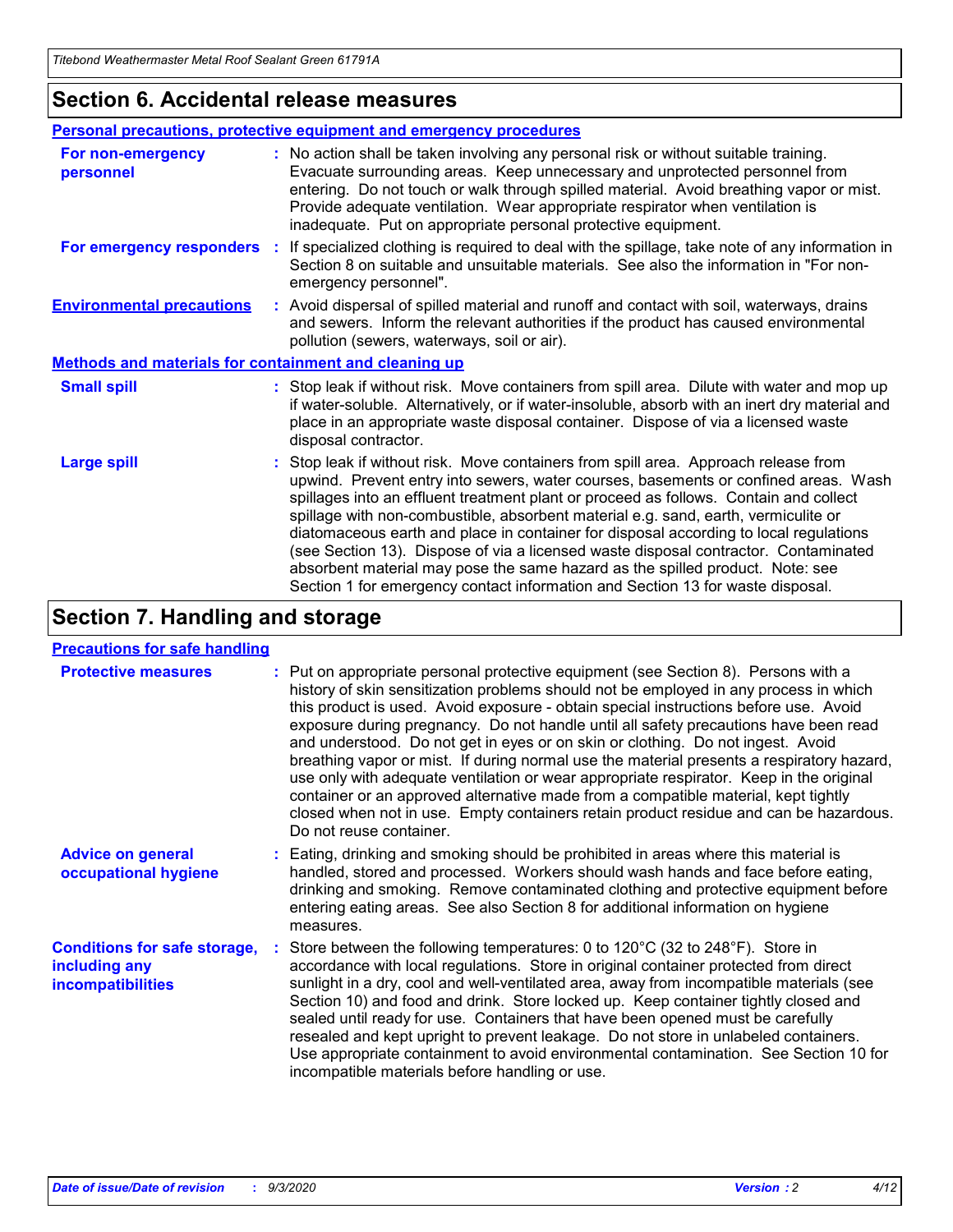## Section 6. Accidental release measures

### Personal precautions, protective equipment and emergency procedures

**For non-emergency personnel** : No action shall be taken involving any personal risk or without suitable training. Evacuate surrounding areas. Keep unnecessary and unprotected personnel from entering. Do not touch or walk through spilled material. Avoid breathing vapor or mist. Provide adequate ventilation. Wear appropriate respirator when ventilation is inadequate. Put on appropriate personal protective equipment.

**For emergency responders** : If specialized clothing is required to deal with the spillage, take note of any information in Section 8 on suitable and unsuitable materials. See also the information in "For non-emergency personnel".

**Environmental precautions** : Avoid dispersal of spilled material and runoff and contact with soil, waterways, drains and sewers. Inform the relevant authorities if the product has caused environmental pollution (sewers, waterways, soil or air).

### Methods and materials for containment and cleaning up

**Small spill** : Stop leak if without risk. Move containers from spill area. Dilute with water and mop up if water-soluble. Alternatively, or if water-insoluble, absorb with an inert dry material and place in an appropriate waste disposal container. Dispose of via a licensed waste disposal contractor.

**Large spill** : Stop leak if without risk. Move containers from spill area. Approach release from upwind. Prevent entry into sewers, water courses, basements or confined areas. Wash spillages into an effluent treatment plant or proceed as follows. Contain and collect spillage with non-combustible, absorbent material e.g. sand, earth, vermiculite or diatomaceous earth and place in container for disposal according to local regulations (see Section 13). Dispose of via a licensed waste disposal contractor. Contaminated absorbent material may pose the same hazard as the spilled product. Note: see Section 1 for emergency contact information and Section 13 for waste disposal.

## Section 7. Handling and storage

### Precautions for safe handling

**Protective measures** : Put on appropriate personal protective equipment (see Section 8). Persons with a history of skin sensitization problems should not be employed in any process in which this product is used. Avoid exposure - obtain special instructions before use. Avoid exposure during pregnancy. Do not handle until all safety precautions have been read and understood. Do not get in eyes or on skin or clothing. Do not ingest. Avoid breathing vapor or mist. If during normal use the material presents a respiratory hazard, use only with adequate ventilation or wear appropriate respirator. Keep in the original container or an approved alternative made from a compatible material, kept tightly closed when not in use. Empty containers retain product residue and can be hazardous. Do not reuse container.

**Advice on general occupational hygiene** : Eating, drinking and smoking should be prohibited in areas where this material is handled, stored and processed. Workers should wash hands and face before eating, drinking and smoking. Remove contaminated clothing and protective equipment before entering eating areas. See also Section 8 for additional information on hygiene measures.

**Conditions for safe storage, including any incompatibilities** : Store between the following temperatures: 0 to 120°C (32 to 248°F). Store in accordance with local regulations. Store in original container protected from direct sunlight in a dry, cool and well-ventilated area, away from incompatible materials (see Section 10) and food and drink. Store locked up. Keep container tightly closed and sealed until ready for use. Containers that have been opened must be carefully resealed and kept upright to prevent leakage. Do not store in unlabeled containers. Use appropriate containment to avoid environmental contamination. See Section 10 for incompatible materials before handling or use.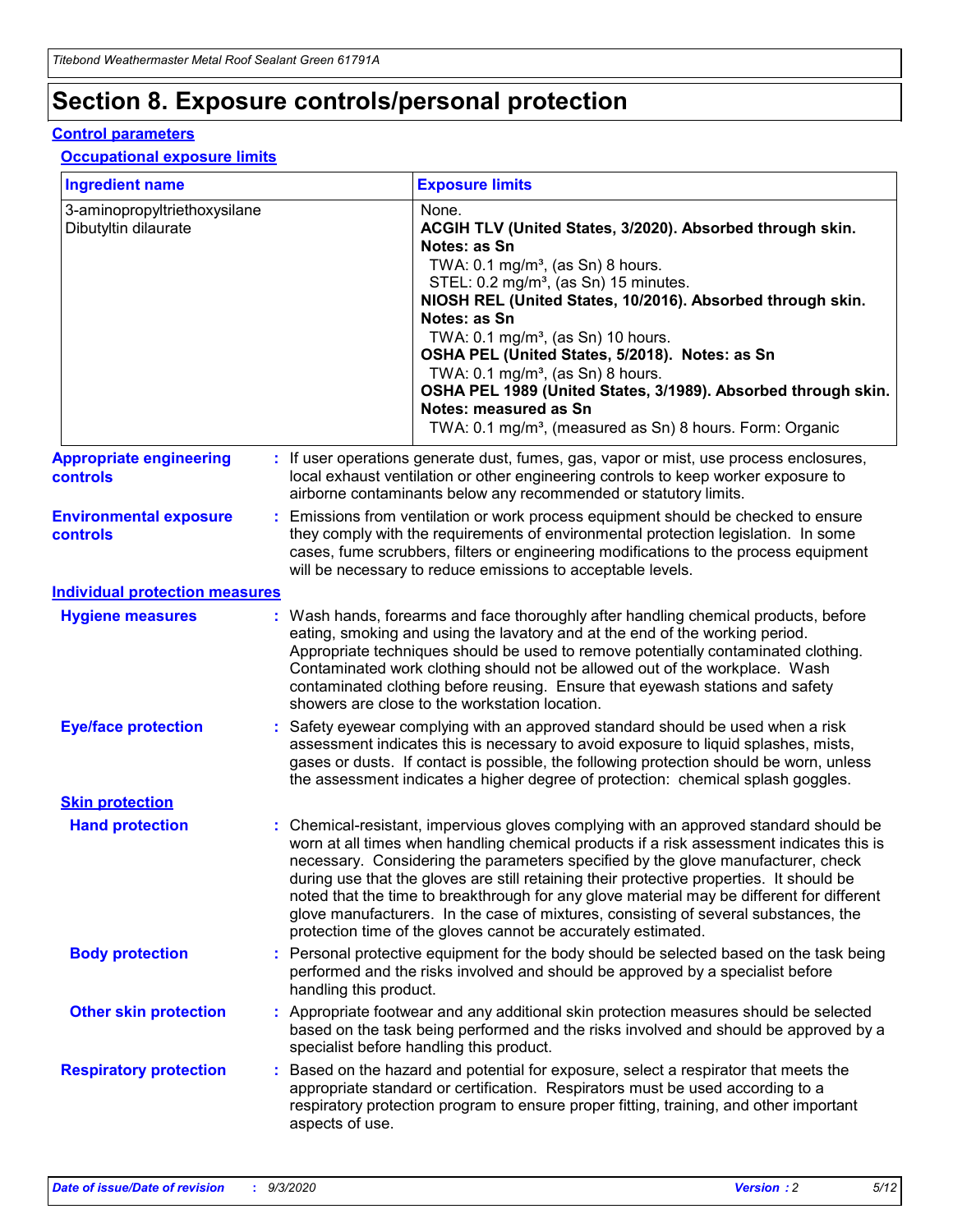# Section 8. Exposure controls/personal protection

## Control parameters

### Occupational exposure limits

| Ingredient name | Exposure limits |
|---|---|
| 3-aminopropyltriethoxysilane<br>Dibutyltin dilaurate | None.<br>**ACGIH TLV (United States, 3/2020). Absorbed through skin. Notes: as Sn**<br>TWA: 0.1 mg/m³, (as Sn) 8 hours.<br>STEL: 0.2 mg/m³, (as Sn) 15 minutes.<br>**NIOSH REL (United States, 10/2016). Absorbed through skin. Notes: as Sn**<br>TWA: 0.1 mg/m³, (as Sn) 10 hours.<br>**OSHA PEL (United States, 5/2018). Notes: as Sn**<br>TWA: 0.1 mg/m³, (as Sn) 8 hours.<br>**OSHA PEL 1989 (United States, 3/1989). Absorbed through skin. Notes: measured as Sn**<br>TWA: 0.1 mg/m³, (measured as Sn) 8 hours. Form: Organic |

**Appropriate engineering controls** : If user operations generate dust, fumes, gas, vapor or mist, use process enclosures, local exhaust ventilation or other engineering controls to keep worker exposure to airborne contaminants below any recommended or statutory limits.

**Environmental exposure controls** : Emissions from ventilation or work process equipment should be checked to ensure they comply with the requirements of environmental protection legislation. In some cases, fume scrubbers, filters or engineering modifications to the process equipment will be necessary to reduce emissions to acceptable levels.

## Individual protection measures

**Hygiene measures** : Wash hands, forearms and face thoroughly after handling chemical products, before eating, smoking and using the lavatory and at the end of the working period. Appropriate techniques should be used to remove potentially contaminated clothing. Contaminated work clothing should not be allowed out of the workplace. Wash contaminated clothing before reusing. Ensure that eyewash stations and safety showers are close to the workstation location.

**Eye/face protection** : Safety eyewear complying with an approved standard should be used when a risk assessment indicates this is necessary to avoid exposure to liquid splashes, mists, gases or dusts. If contact is possible, the following protection should be worn, unless the assessment indicates a higher degree of protection: chemical splash goggles.

### Skin protection

**Hand protection** : Chemical-resistant, impervious gloves complying with an approved standard should be worn at all times when handling chemical products if a risk assessment indicates this is necessary. Considering the parameters specified by the glove manufacturer, check during use that the gloves are still retaining their protective properties. It should be noted that the time to breakthrough for any glove material may be different for different glove manufacturers. In the case of mixtures, consisting of several substances, the protection time of the gloves cannot be accurately estimated.

**Body protection** : Personal protective equipment for the body should be selected based on the task being performed and the risks involved and should be approved by a specialist before handling this product.

**Other skin protection** : Appropriate footwear and any additional skin protection measures should be selected based on the task being performed and the risks involved and should be approved by a specialist before handling this product.

**Respiratory protection** : Based on the hazard and potential for exposure, select a respirator that meets the appropriate standard or certification. Respirators must be used according to a respiratory protection program to ensure proper fitting, training, and other important aspects of use.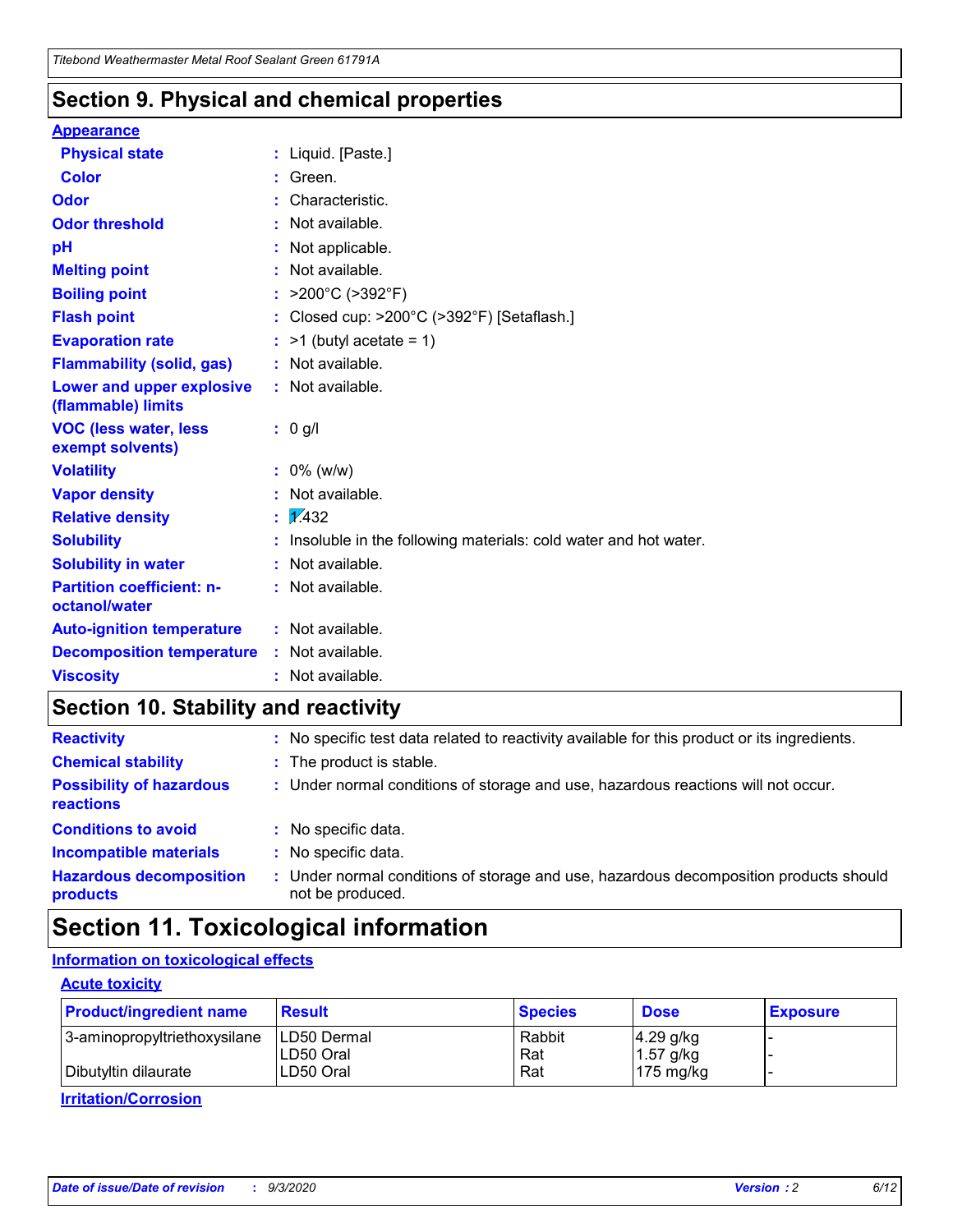## Section 9. Physical and chemical properties

**Appearance**

| | | |
|---|---|---|
| **Physical state** | : | Liquid. [Paste.] |
| **Color** | : | Green. |
| **Odor** | : | Characteristic. |
| **Odor threshold** | : | Not available. |
| **pH** | : | Not applicable. |
| **Melting point** | : | Not available. |
| **Boiling point** | : | >200°C (>392°F) |
| **Flash point** | : | Closed cup: >200°C (>392°F) [Setaflash.] |
| **Evaporation rate** | : | >1 (butyl acetate = 1) |
| **Flammability (solid, gas)** | : | Not available. |
| **Lower and upper explosive (flammable) limits** | : | Not available. |
| **VOC (less water, less exempt solvents)** | : | 0 g/l |
| **Volatility** | : | 0% (w/w) |
| **Vapor density** | : | Not available. |
| **Relative density** | : | 1.432 |
| **Solubility** | : | Insoluble in the following materials: cold water and hot water. |
| **Solubility in water** | : | Not available. |
| **Partition coefficient: n-octanol/water** | : | Not available. |
| **Auto-ignition temperature** | : | Not available. |
| **Decomposition temperature** | : | Not available. |
| **Viscosity** | : | Not available. |

## Section 10. Stability and reactivity

| | | |
|---|---|---|
| **Reactivity** | : | No specific test data related to reactivity available for this product or its ingredients. |
| **Chemical stability** | : | The product is stable. |
| **Possibility of hazardous reactions** | : | Under normal conditions of storage and use, hazardous reactions will not occur. |
| **Conditions to avoid** | : | No specific data. |
| **Incompatible materials** | : | No specific data. |
| **Hazardous decomposition products** | : | Under normal conditions of storage and use, hazardous decomposition products should not be produced. |

## Section 11. Toxicological information

**Information on toxicological effects**

**Acute toxicity**

| Product/ingredient name | Result | Species | Dose | Exposure |
|---|---|---|---|---|
| 3-aminopropyltriethoxysilane | LD50 Dermal | Rabbit | 4.29 g/kg | - |
| | LD50 Oral | Rat | 1.57 g/kg | - |
| Dibutyltin dilaurate | LD50 Oral | Rat | 175 mg/kg | - |

**Irritation/Corrosion**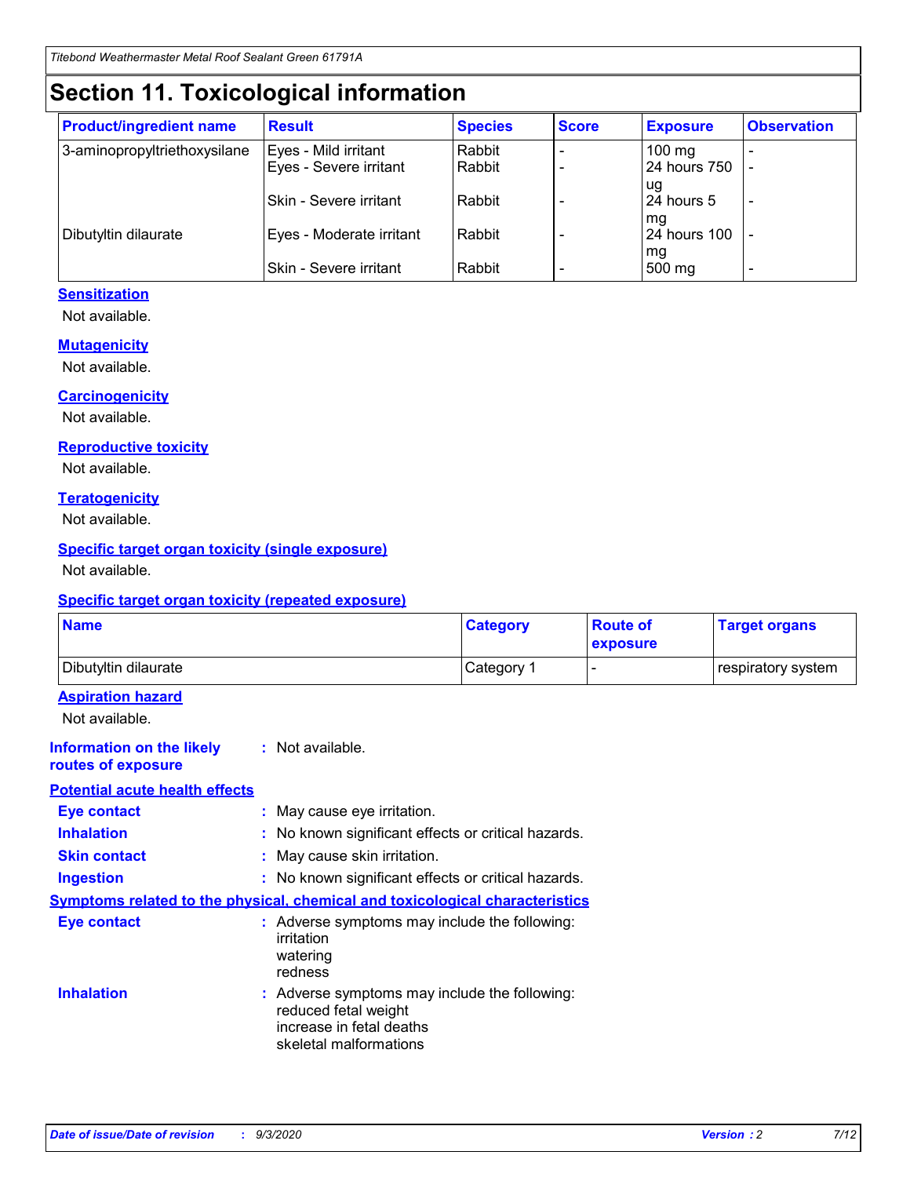# Section 11. Toxicological information

| Product/ingredient name | Result | Species | Score | Exposure | Observation |
|---|---|---|---|---|---|
| 3-aminopropyltriethoxysilane | Eyes - Mild irritant | Rabbit | - | 100 mg | - |
| | Eyes - Severe irritant | Rabbit | - | 24 hours 750 ug | - |
| | Skin - Severe irritant | Rabbit | - | 24 hours 5 mg | - |
| Dibutyltin dilaurate | Eyes - Moderate irritant | Rabbit | - | 24 hours 100 mg | - |
| | Skin - Severe irritant | Rabbit | - | 500 mg | - |

### Sensitization

Not available.

### Mutagenicity

Not available.

### Carcinogenicity

Not available.

### Reproductive toxicity

Not available.

### Teratogenicity

Not available.

### Specific target organ toxicity (single exposure)

Not available.

### Specific target organ toxicity (repeated exposure)

| Name | Category | Route of exposure | Target organs |
|---|---|---|---|
| Dibutyltin dilaurate | Category 1 | - | respiratory system |

### Aspiration hazard

Not available.

**Information on the likely routes of exposure** : Not available.

### Potential acute health effects

**Eye contact** : May cause eye irritation.

**Inhalation** : No known significant effects or critical hazards.

**Skin contact** : May cause skin irritation.

**Ingestion** : No known significant effects or critical hazards.

### Symptoms related to the physical, chemical and toxicological characteristics

**Eye contact** : Adverse symptoms may include the following:
irritation
watering
redness

**Inhalation** : Adverse symptoms may include the following:
reduced fetal weight
increase in fetal deaths
skeletal malformations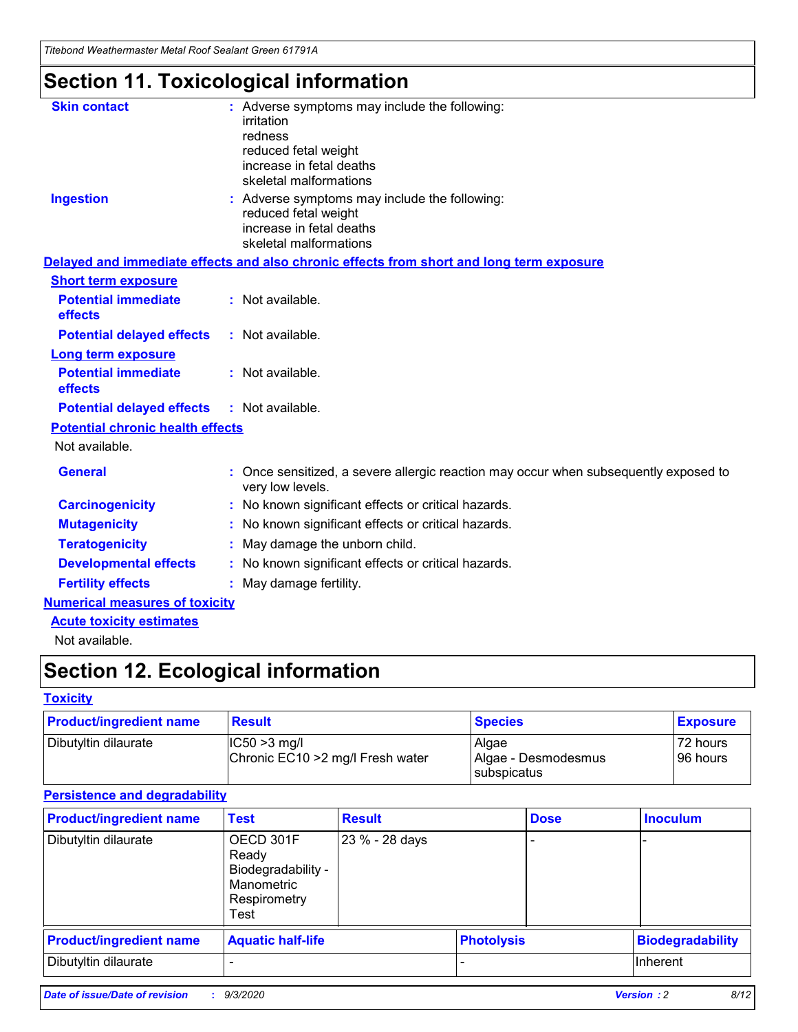# Section 11. Toxicological information

**Skin contact** : Adverse symptoms may include the following:
irritation
redness
reduced fetal weight
increase in fetal deaths
skeletal malformations

**Ingestion** : Adverse symptoms may include the following:
reduced fetal weight
increase in fetal deaths
skeletal malformations

**Delayed and immediate effects and also chronic effects from short and long term exposure**

**Short term exposure**

**Potential immediate effects** : Not available.

**Potential delayed effects** : Not available.

**Long term exposure**

**Potential immediate effects** : Not available.

**Potential delayed effects** : Not available.

**Potential chronic health effects**

Not available.

**General** : Once sensitized, a severe allergic reaction may occur when subsequently exposed to very low levels.

**Carcinogenicity** : No known significant effects or critical hazards.

**Mutagenicity** : No known significant effects or critical hazards.

**Teratogenicity** : May damage the unborn child.

**Developmental effects** : No known significant effects or critical hazards.

**Fertility effects** : May damage fertility.

**Numerical measures of toxicity**

**Acute toxicity estimates**

Not available.

# Section 12. Ecological information

**Toxicity**

| Product/ingredient name | Result | Species | Exposure |
|---|---|---|---|
| Dibutyltin dilaurate | IC50 >3 mg/l<br>Chronic EC10 >2 mg/l Fresh water | Algae<br>Algae - Desmodesmus subspicatus | 72 hours<br>96 hours |

**Persistence and degradability**

| Product/ingredient name | Test | Result | Dose | Inoculum |
|---|---|---|---|---|
| Dibutyltin dilaurate | OECD 301F Ready Biodegradability - Manometric Respirometry Test | 23 % - 28 days | - | - |

| Product/ingredient name | Aquatic half-life | Photolysis | Biodegradability |
|---|---|---|---|
| Dibutyltin dilaurate | - | - | Inherent |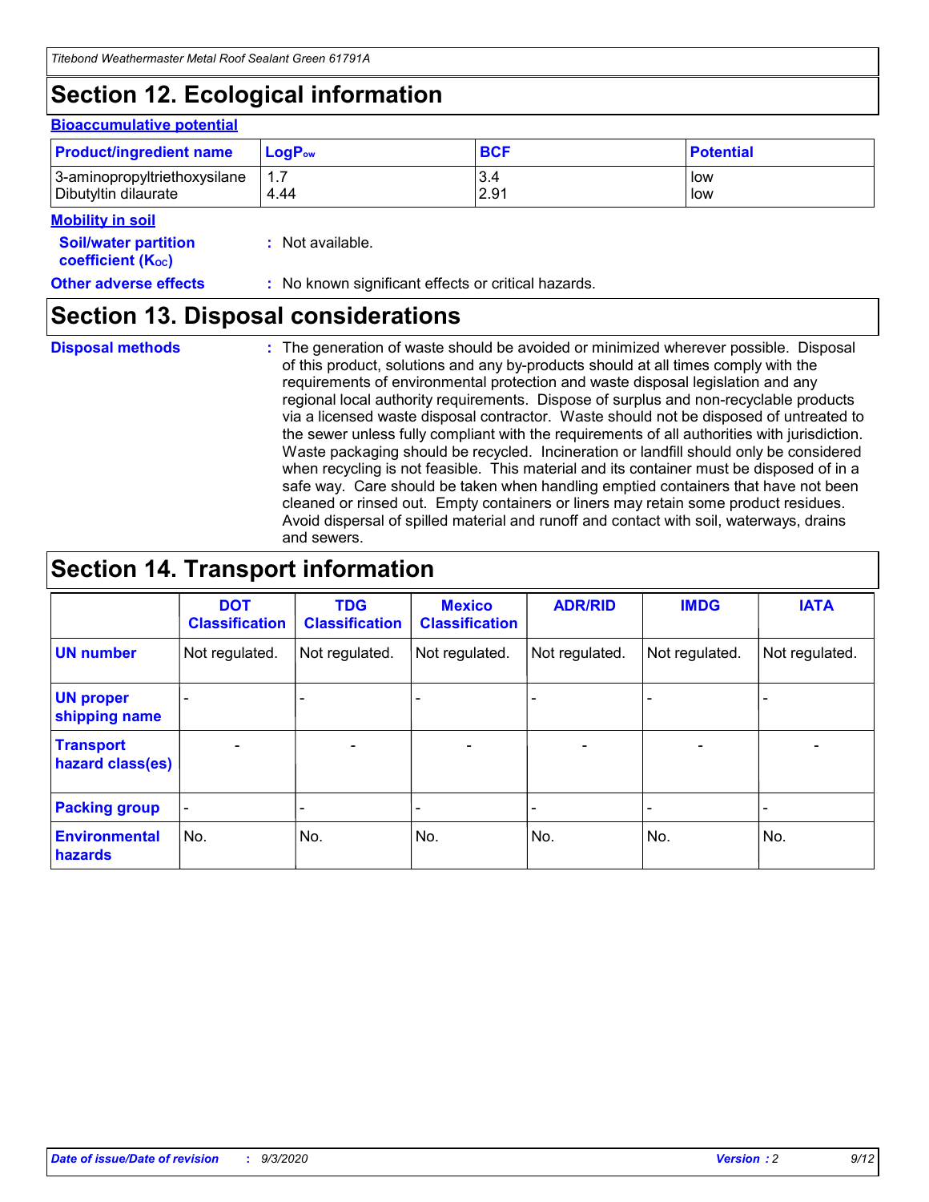## Section 12. Ecological information

### Bioaccumulative potential

| Product/ingredient name | $LogP_{ow}$ | BCF | Potential |
| --- | --- | --- | --- |
| 3-aminopropyltriethoxysilane | 1.7 | 3.4 | low |
| Dibutyltin dilaurate | 4.44 | 2.91 | low |

### Mobility in soil

**Soil/water partition coefficient ($K_{OC}$)** : Not available.

**Other adverse effects** : No known significant effects or critical hazards.

## Section 13. Disposal considerations

**Disposal methods** : The generation of waste should be avoided or minimized wherever possible. Disposal of this product, solutions and any by-products should at all times comply with the requirements of environmental protection and waste disposal legislation and any regional local authority requirements. Dispose of surplus and non-recyclable products via a licensed waste disposal contractor. Waste should not be disposed of untreated to the sewer unless fully compliant with the requirements of all authorities with jurisdiction. Waste packaging should be recycled. Incineration or landfill should only be considered when recycling is not feasible. This material and its container must be disposed of in a safe way. Care should be taken when handling emptied containers that have not been cleaned or rinsed out. Empty containers or liners may retain some product residues. Avoid dispersal of spilled material and runoff and contact with soil, waterways, drains and sewers.

## Section 14. Transport information

| | DOT Classification | TDG Classification | Mexico Classification | ADR/RID | IMDG | IATA |
| --- | --- | --- | --- | --- | --- | --- |
| UN number | Not regulated. | Not regulated. | Not regulated. | Not regulated. | Not regulated. | Not regulated. |
| UN proper shipping name | - | - | - | - | - | - |
| Transport hazard class(es) | - | - | - | - | - | - |
| Packing group | - | - | - | - | - | - |
| Environmental hazards | No. | No. | No. | No. | No. | No. |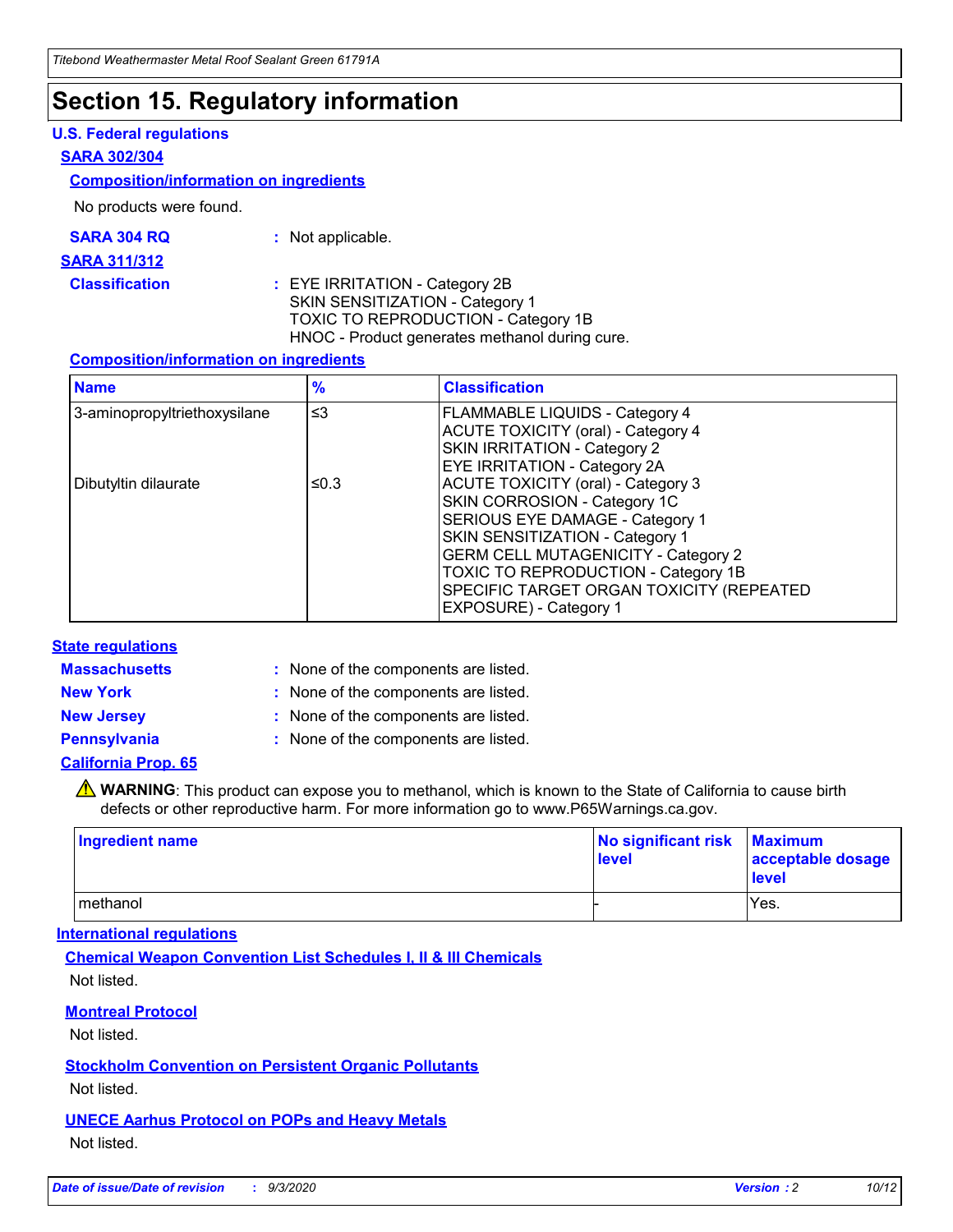# Section 15. Regulatory information

## U.S. Federal regulations

### SARA 302/304

#### Composition/information on ingredients

No products were found.

**SARA 304 RQ** : Not applicable.

### SARA 311/312

**Classification** : EYE IRRITATION - Category 2B
SKIN SENSITIZATION - Category 1
TOXIC TO REPRODUCTION - Category 1B
HNOC - Product generates methanol during cure.

#### Composition/information on ingredients

| Name | % | Classification |
|---|---|---|
| 3-aminopropyltriethoxysilane | ≤3 | FLAMMABLE LIQUIDS - Category 4<br>ACUTE TOXICITY (oral) - Category 4<br>SKIN IRRITATION - Category 2<br>EYE IRRITATION - Category 2A |
| Dibutyltin dilaurate | ≤0.3 | ACUTE TOXICITY (oral) - Category 3<br>SKIN CORROSION - Category 1C<br>SERIOUS EYE DAMAGE - Category 1<br>SKIN SENSITIZATION - Category 1<br>GERM CELL MUTAGENICITY - Category 2<br>TOXIC TO REPRODUCTION - Category 1B<br>SPECIFIC TARGET ORGAN TOXICITY (REPEATED EXPOSURE) - Category 1 |

## State regulations

**Massachusetts** : None of the components are listed.

**New York** : None of the components are listed.

**New Jersey** : None of the components are listed.

**Pennsylvania** : None of the components are listed.

### California Prop. 65

⚠ **WARNING**: This product can expose you to methanol, which is known to the State of California to cause birth defects or other reproductive harm. For more information go to www.P65Warnings.ca.gov.

| Ingredient name | No significant risk level | Maximum acceptable dosage level |
|---|---|---|
| methanol | - | Yes. |

## International regulations

### Chemical Weapon Convention List Schedules I, II & III Chemicals

Not listed.

### Montreal Protocol

Not listed.

### Stockholm Convention on Persistent Organic Pollutants

Not listed.

### UNECE Aarhus Protocol on POPs and Heavy Metals

Not listed.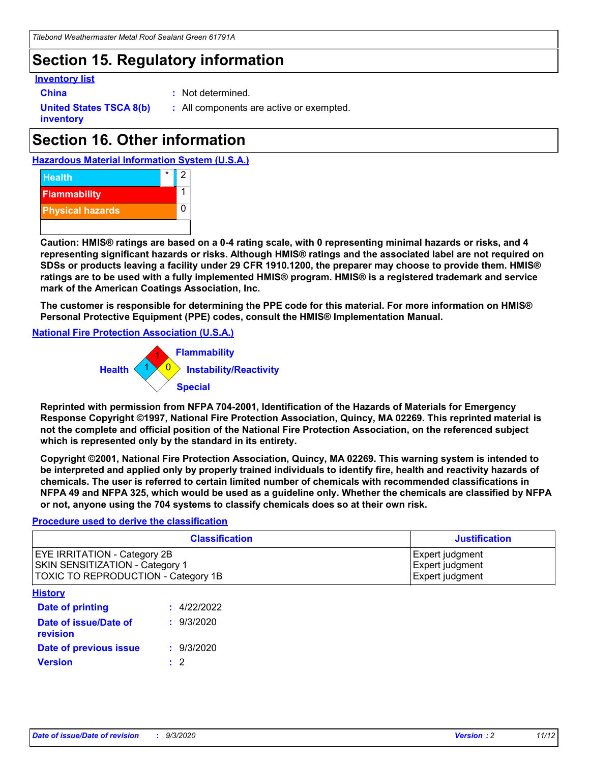# Section 15. Regulatory information

**Inventory list**

**China** : Not determined.

**United States TSCA 8(b) inventory** : All components are active or exempted.

# Section 16. Other information

**Hazardous Material Information System (U.S.A.)**

| | | |
|---|---|---|
| Health | * | 2 |
| Flammability | | 1 |
| Physical hazards | | 0 |

**Caution: HMIS® ratings are based on a 0-4 rating scale, with 0 representing minimal hazards or risks, and 4 representing significant hazards or risks. Although HMIS® ratings and the associated label are not required on SDSs or products leaving a facility under 29 CFR 1910.1200, the preparer may choose to provide them. HMIS® ratings are to be used with a fully implemented HMIS® program. HMIS® is a registered trademark and service mark of the American Coatings Association, Inc.**

**The customer is responsible for determining the PPE code for this material. For more information on HMIS® Personal Protective Equipment (PPE) codes, consult the HMIS® Implementation Manual.**

**National Fire Protection Association (U.S.A.)**

Flammability: 1
Health: 1
Instability/Reactivity: 0
Special:

**Reprinted with permission from NFPA 704-2001, Identification of the Hazards of Materials for Emergency Response Copyright ©1997, National Fire Protection Association, Quincy, MA 02269. This reprinted material is not the complete and official position of the National Fire Protection Association, on the referenced subject which is represented only by the standard in its entirety.**

**Copyright ©2001, National Fire Protection Association, Quincy, MA 02269. This warning system is intended to be interpreted and applied only by properly trained individuals to identify fire, health and reactivity hazards of chemicals. The user is referred to certain limited number of chemicals with recommended classifications in NFPA 49 and NFPA 325, which would be used as a guideline only. Whether the chemicals are classified by NFPA or not, anyone using the 704 systems to classify chemicals does so at their own risk.**

**Procedure used to derive the classification**

| Classification | Justification |
|---|---|
| EYE IRRITATION - Category 2B | Expert judgment |
| SKIN SENSITIZATION - Category 1 | Expert judgment |
| TOXIC TO REPRODUCTION - Category 1B | Expert judgment |

**History**

**Date of printing** : 4/22/2022

**Date of issue/Date of revision** : 9/3/2020

**Date of previous issue** : 9/3/2020

**Version** : 2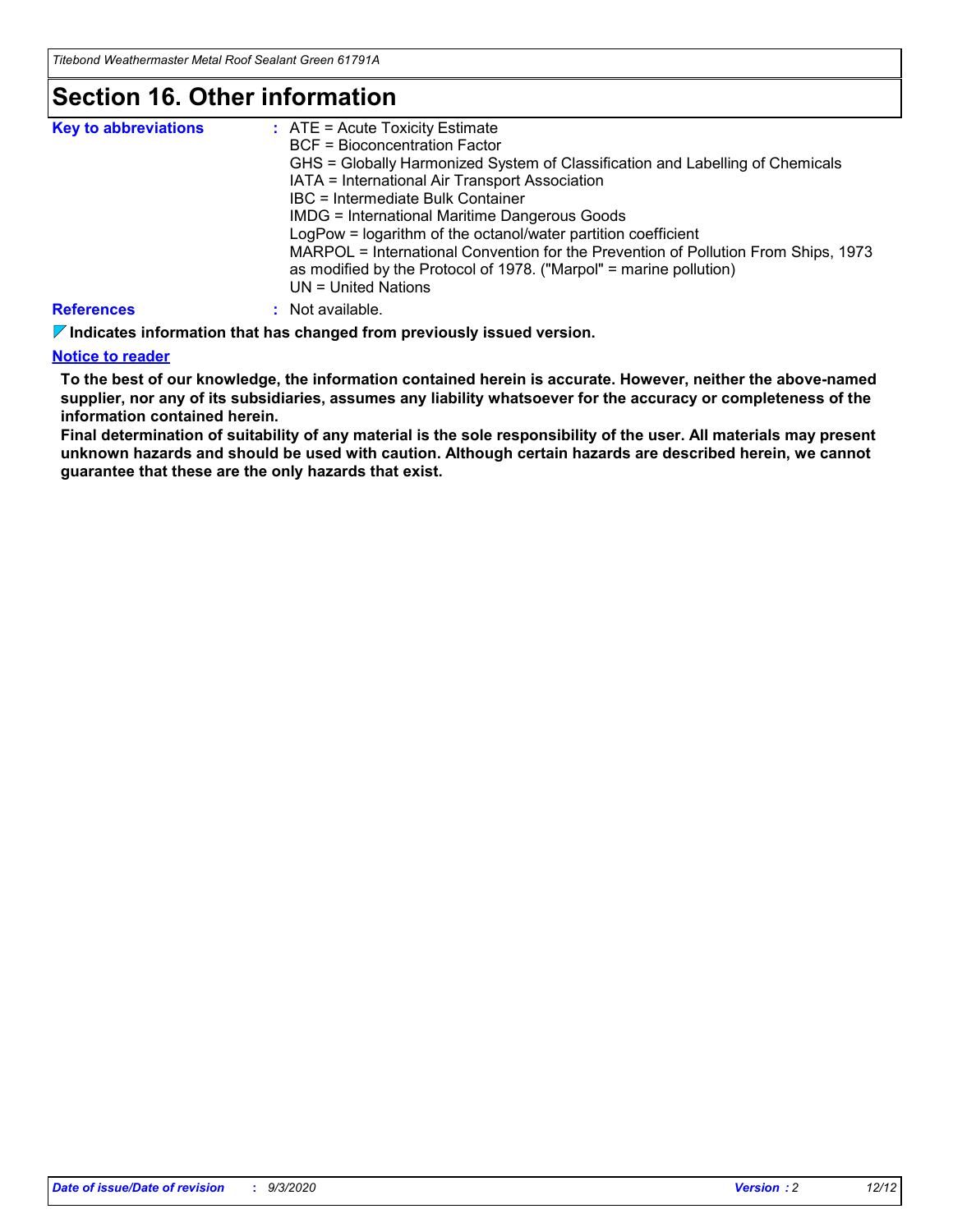# Section 16. Other information

**Key to abbreviations** : ATE = Acute Toxicity Estimate
BCF = Bioconcentration Factor
GHS = Globally Harmonized System of Classification and Labelling of Chemicals
IATA = International Air Transport Association
IBC = Intermediate Bulk Container
IMDG = International Maritime Dangerous Goods
LogPow = logarithm of the octanol/water partition coefficient
MARPOL = International Convention for the Prevention of Pollution From Ships, 1973 as modified by the Protocol of 1978. ("Marpol" = marine pollution)
UN = United Nations

**References** : Not available.

**Indicates information that has changed from previously issued version.**

**Notice to reader**

**To the best of our knowledge, the information contained herein is accurate. However, neither the above-named supplier, nor any of its subsidiaries, assumes any liability whatsoever for the accuracy or completeness of the information contained herein.**

**Final determination of suitability of any material is the sole responsibility of the user. All materials may present unknown hazards and should be used with caution. Although certain hazards are described herein, we cannot guarantee that these are the only hazards that exist.**